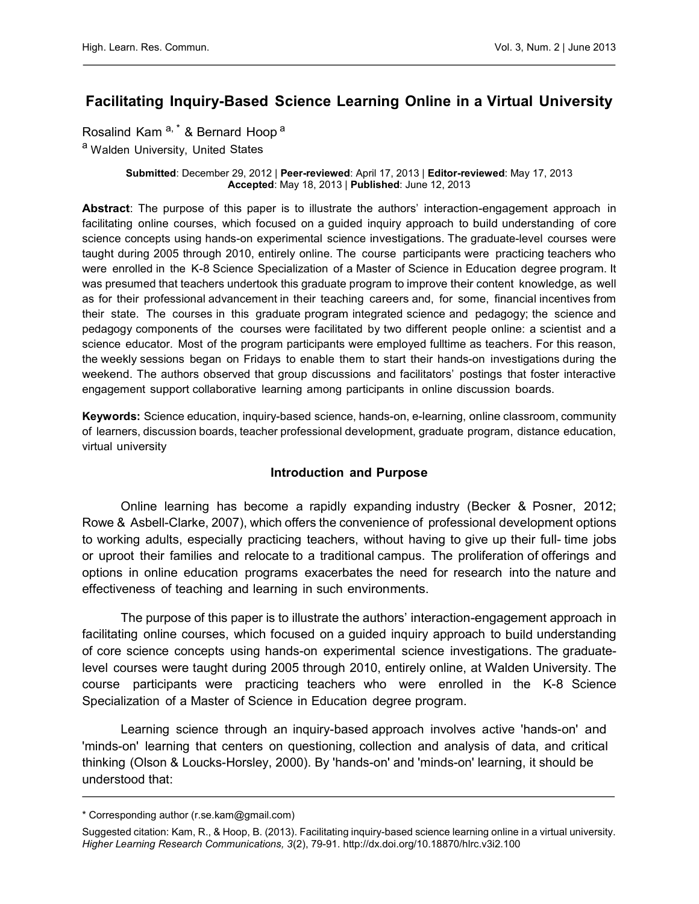# Facilitating Inquiry-Based Science Learning Online in a Virtual University

Rosalind Kam [a, *] & Bernard Hoop [a]

[a] Walden University, United States

**Submitted**: December 29, 2012 | **Peer-reviewed**: April 17, 2013 | **Editor-reviewed**: May 17, 2013
**Accepted**: May 18, 2013 | **Published**: June 12, 2013

**Abstract**: The purpose of this paper is to illustrate the authors' interaction-engagement approach in facilitating online courses, which focused on a guided inquiry approach to build understanding of core science concepts using hands-on experimental science investigations. The graduate-level courses were taught during 2005 through 2010, entirely online. The course participants were practicing teachers who were enrolled in the K-8 Science Specialization of a Master of Science in Education degree program. It was presumed that teachers undertook this graduate program to improve their content knowledge, as well as for their professional advancement in their teaching careers and, for some, financial incentives from their state. The courses in this graduate program integrated science and pedagogy; the science and pedagogy components of the courses were facilitated by two different people online: a scientist and a science educator. Most of the program participants were employed fulltime as teachers. For this reason, the weekly sessions began on Fridays to enable them to start their hands-on investigations during the weekend. The authors observed that group discussions and facilitators' postings that foster interactive engagement support collaborative learning among participants in online discussion boards.

**Keywords:** Science education, inquiry-based science, hands-on, e-learning, online classroom, community of learners, discussion boards, teacher professional development, graduate program, distance education, virtual university

## Introduction and Purpose

Online learning has become a rapidly expanding industry (Becker & Posner, 2012; Rowe & Asbell-Clarke, 2007), which offers the convenience of professional development options to working adults, especially practicing teachers, without having to give up their full- time jobs or uproot their families and relocate to a traditional campus. The proliferation of offerings and options in online education programs exacerbates the need for research into the nature and effectiveness of teaching and learning in such environments.

The purpose of this paper is to illustrate the authors' interaction-engagement approach in facilitating online courses, which focused on a guided inquiry approach to build understanding of core science concepts using hands-on experimental science investigations. The graduate-level courses were taught during 2005 through 2010, entirely online, at Walden University. The course participants were practicing teachers who were enrolled in the K-8 Science Specialization of a Master of Science in Education degree program.

Learning science through an inquiry-based approach involves active 'hands-on' and 'minds-on' learning that centers on questioning, collection and analysis of data, and critical thinking (Olson & Loucks-Horsley, 2000). By 'hands-on' and 'minds-on' learning, it should be understood that:

---

* Corresponding author (r.se.kam@gmail.com)

Suggested citation: Kam, R., & Hoop, B. (2013). Facilitating inquiry-based science learning online in a virtual university. *Higher Learning Research Communications, 3*(2), 79-91. http://dx.doi.org/10.18870/hlrc.v3i2.100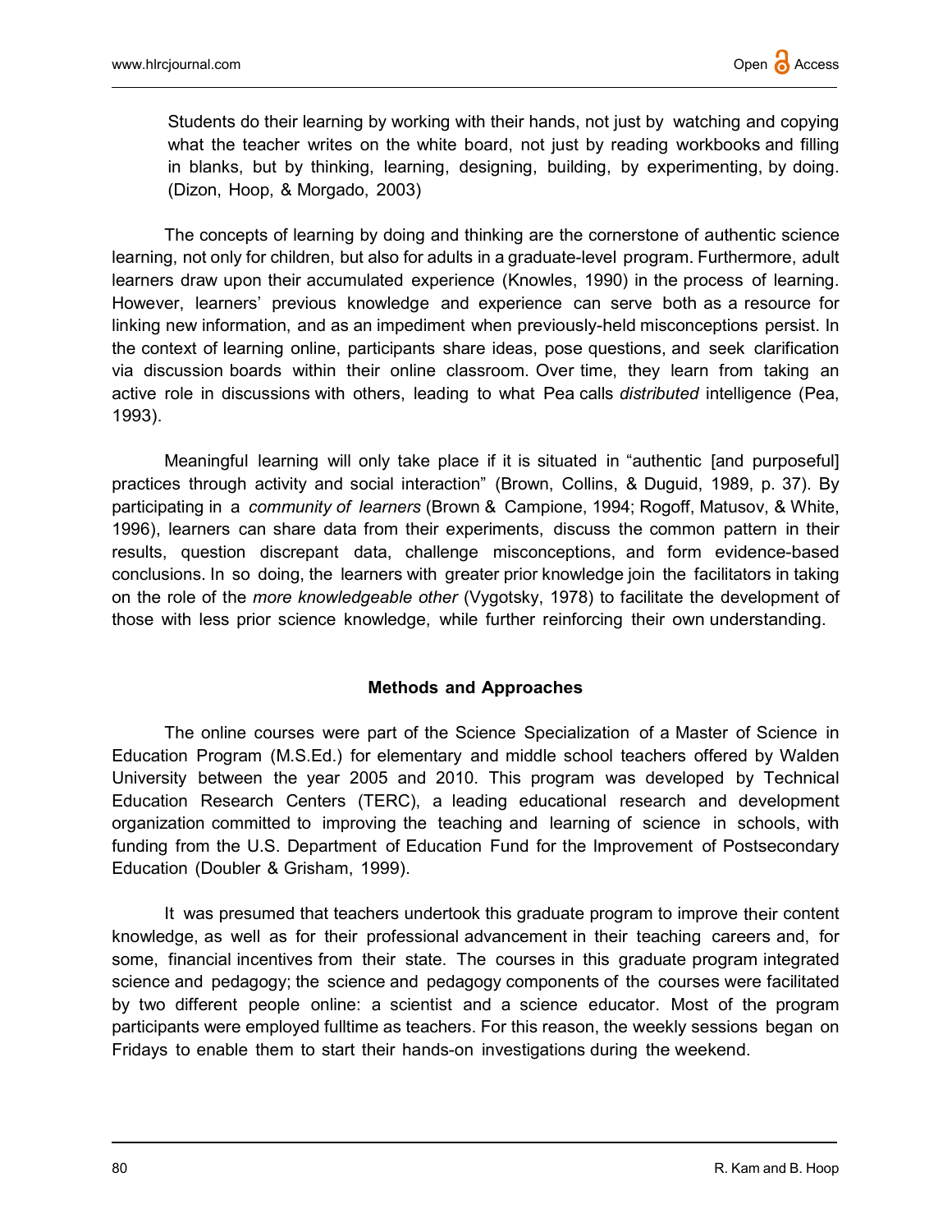> Students do their learning by working with their hands, not just by watching and copying what the teacher writes on the white board, not just by reading workbooks and filling in blanks, but by thinking, learning, designing, building, by experimenting, by doing. (Dizon, Hoop, & Morgado, 2003)

The concepts of learning by doing and thinking are the cornerstone of authentic science learning, not only for children, but also for adults in a graduate-level program. Furthermore, adult learners draw upon their accumulated experience (Knowles, 1990) in the process of learning. However, learners' previous knowledge and experience can serve both as a resource for linking new information, and as an impediment when previously-held misconceptions persist. In the context of learning online, participants share ideas, pose questions, and seek clarification via discussion boards within their online classroom. Over time, they learn from taking an active role in discussions with others, leading to what Pea calls *distributed* intelligence (Pea, 1993).

Meaningful learning will only take place if it is situated in "authentic [and purposeful] practices through activity and social interaction" (Brown, Collins, & Duguid, 1989, p. 37). By participating in a *community of learners* (Brown & Campione, 1994; Rogoff, Matusov, & White, 1996), learners can share data from their experiments, discuss the common pattern in their results, question discrepant data, challenge misconceptions, and form evidence-based conclusions. In so doing, the learners with greater prior knowledge join the facilitators in taking on the role of the *more knowledgeable other* (Vygotsky, 1978) to facilitate the development of those with less prior science knowledge, while further reinforcing their own understanding.

## Methods and Approaches

The online courses were part of the Science Specialization of a Master of Science in Education Program (M.S.Ed.) for elementary and middle school teachers offered by Walden University between the year 2005 and 2010. This program was developed by Technical Education Research Centers (TERC), a leading educational research and development organization committed to improving the teaching and learning of science in schools, with funding from the U.S. Department of Education Fund for the Improvement of Postsecondary Education (Doubler & Grisham, 1999).

It was presumed that teachers undertook this graduate program to improve their content knowledge, as well as for their professional advancement in their teaching careers and, for some, financial incentives from their state. The courses in this graduate program integrated science and pedagogy; the science and pedagogy components of the courses were facilitated by two different people online: a scientist and a science educator. Most of the program participants were employed fulltime as teachers. For this reason, the weekly sessions began on Fridays to enable them to start their hands-on investigations during the weekend.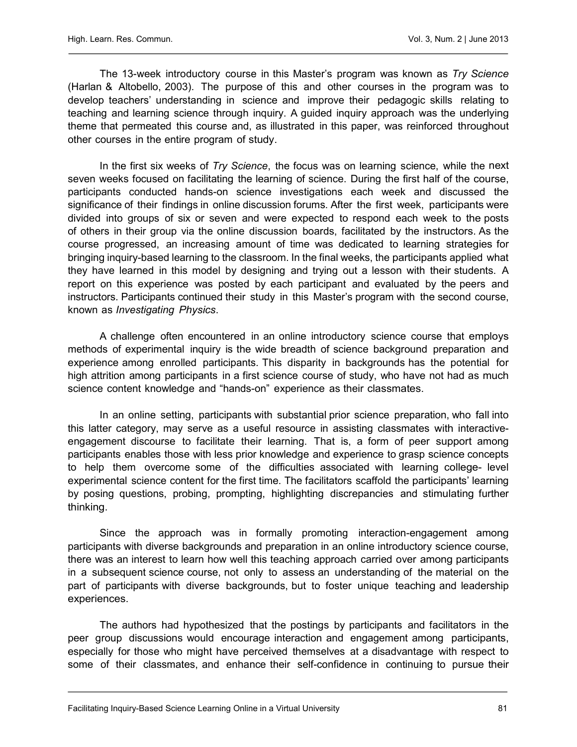The 13-week introductory course in this Master's program was known as *Try Science* (Harlan & Altobello, 2003). The purpose of this and other courses in the program was to develop teachers' understanding in science and improve their pedagogic skills relating to teaching and learning science through inquiry. A guided inquiry approach was the underlying theme that permeated this course and, as illustrated in this paper, was reinforced throughout other courses in the entire program of study.

In the first six weeks of *Try Science*, the focus was on learning science, while the next seven weeks focused on facilitating the learning of science. During the first half of the course, participants conducted hands-on science investigations each week and discussed the significance of their findings in online discussion forums. After the first week, participants were divided into groups of six or seven and were expected to respond each week to the posts of others in their group via the online discussion boards, facilitated by the instructors. As the course progressed, an increasing amount of time was dedicated to learning strategies for bringing inquiry-based learning to the classroom. In the final weeks, the participants applied what they have learned in this model by designing and trying out a lesson with their students. A report on this experience was posted by each participant and evaluated by the peers and instructors. Participants continued their study in this Master's program with the second course, known as *Investigating Physics*.

A challenge often encountered in an online introductory science course that employs methods of experimental inquiry is the wide breadth of science background preparation and experience among enrolled participants. This disparity in backgrounds has the potential for high attrition among participants in a first science course of study, who have not had as much science content knowledge and "hands-on" experience as their classmates.

In an online setting, participants with substantial prior science preparation, who fall into this latter category, may serve as a useful resource in assisting classmates with interactive-engagement discourse to facilitate their learning. That is, a form of peer support among participants enables those with less prior knowledge and experience to grasp science concepts to help them overcome some of the difficulties associated with learning college- level experimental science content for the first time. The facilitators scaffold the participants' learning by posing questions, probing, prompting, highlighting discrepancies and stimulating further thinking.

Since the approach was in formally promoting interaction-engagement among participants with diverse backgrounds and preparation in an online introductory science course, there was an interest to learn how well this teaching approach carried over among participants in a subsequent science course, not only to assess an understanding of the material on the part of participants with diverse backgrounds, but to foster unique teaching and leadership experiences.

The authors had hypothesized that the postings by participants and facilitators in the peer group discussions would encourage interaction and engagement among participants, especially for those who might have perceived themselves at a disadvantage with respect to some of their classmates, and enhance their self-confidence in continuing to pursue their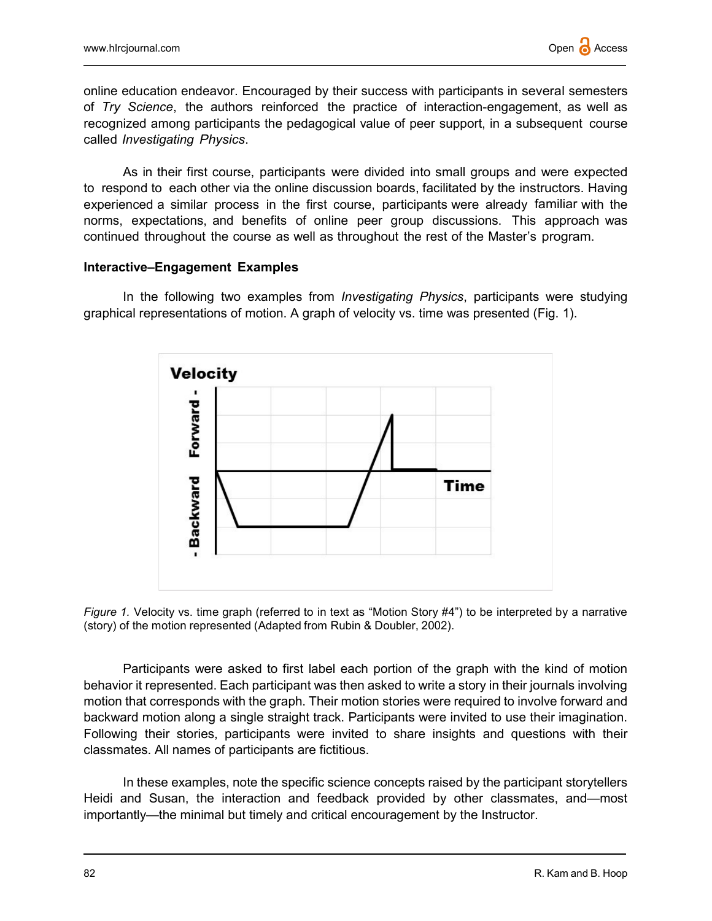online education endeavor. Encouraged by their success with participants in several semesters of *Try Science*, the authors reinforced the practice of interaction-engagement, as well as recognized among participants the pedagogical value of peer support, in a subsequent course called *Investigating Physics*.

As in their first course, participants were divided into small groups and were expected to respond to each other via the online discussion boards, facilitated by the instructors. Having experienced a similar process in the first course, participants were already familiar with the norms, expectations, and benefits of online peer group discussions. This approach was continued throughout the course as well as throughout the rest of the Master's program.

**Interactive–Engagement Examples**

In the following two examples from *Investigating Physics*, participants were studying graphical representations of motion. A graph of velocity vs. time was presented (Fig. 1).

*Figure 1.* Velocity vs. time graph (referred to in text as "Motion Story #4") to be interpreted by a narrative (story) of the motion represented (Adapted from Rubin & Doubler, 2002).

Participants were asked to first label each portion of the graph with the kind of motion behavior it represented. Each participant was then asked to write a story in their journals involving motion that corresponds with the graph. Their motion stories were required to involve forward and backward motion along a single straight track. Participants were invited to use their imagination. Following their stories, participants were invited to share insights and questions with their classmates. All names of participants are fictitious.

In these examples, note the specific science concepts raised by the participant storytellers Heidi and Susan, the interaction and feedback provided by other classmates, and—most importantly—the minimal but timely and critical encouragement by the Instructor.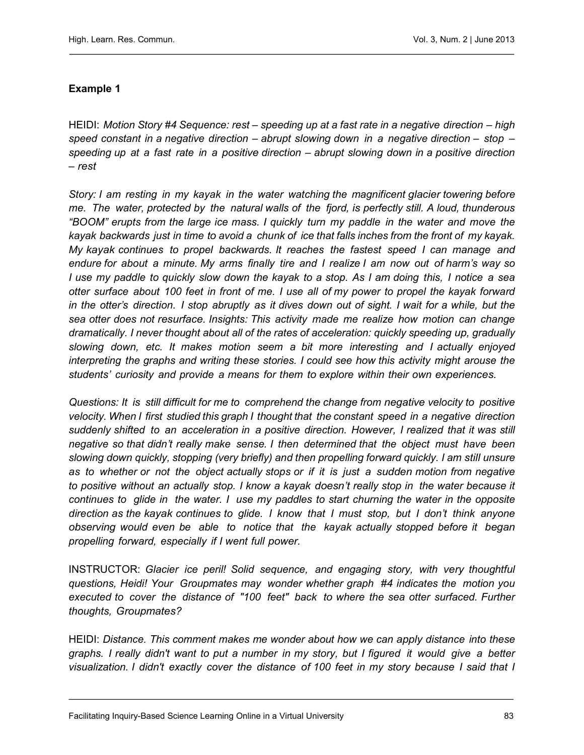**Example 1**

HEIDI: *Motion Story #4 Sequence: rest – speeding up at a fast rate in a negative direction – high speed constant in a negative direction – abrupt slowing down in a negative direction – stop – speeding up at a fast rate in a positive direction – abrupt slowing down in a positive direction – rest*

*Story: I am resting in my kayak in the water watching the magnificent glacier towering before me. The water, protected by the natural walls of the fjord, is perfectly still. A loud, thunderous "BOOM" erupts from the large ice mass. I quickly turn my paddle in the water and move the kayak backwards just in time to avoid a chunk of ice that falls inches from the front of my kayak. My kayak continues to propel backwards. It reaches the fastest speed I can manage and endure for about a minute. My arms finally tire and I realize I am now out of harm's way so I use my paddle to quickly slow down the kayak to a stop. As I am doing this, I notice a sea otter surface about 100 feet in front of me. I use all of my power to propel the kayak forward in the otter's direction. I stop abruptly as it dives down out of sight. I wait for a while, but the sea otter does not resurface. Insights: This activity made me realize how motion can change dramatically. I never thought about all of the rates of acceleration: quickly speeding up, gradually slowing down, etc. It makes motion seem a bit more interesting and I actually enjoyed interpreting the graphs and writing these stories. I could see how this activity might arouse the students' curiosity and provide a means for them to explore within their own experiences.*

*Questions: It is still difficult for me to comprehend the change from negative velocity to positive velocity. When I first studied this graph I thought that the constant speed in a negative direction suddenly shifted to an acceleration in a positive direction. However, I realized that it was still negative so that didn't really make sense. I then determined that the object must have been slowing down quickly, stopping (very briefly) and then propelling forward quickly. I am still unsure as to whether or not the object actually stops or if it is just a sudden motion from negative to positive without an actually stop. I know a kayak doesn't really stop in the water because it continues to glide in the water. I use my paddles to start churning the water in the opposite direction as the kayak continues to glide. I know that I must stop, but I don't think anyone observing would even be able to notice that the kayak actually stopped before it began propelling forward, especially if I went full power.*

INSTRUCTOR: *Glacier ice peril! Solid sequence, and engaging story, with very thoughtful questions, Heidi! Your Groupmates may wonder whether graph #4 indicates the motion you executed to cover the distance of "100 feet" back to where the sea otter surfaced. Further thoughts, Groupmates?*

HEIDI: *Distance. This comment makes me wonder about how we can apply distance into these graphs. I really didn't want to put a number in my story, but I figured it would give a better visualization. I didn't exactly cover the distance of 100 feet in my story because I said that I*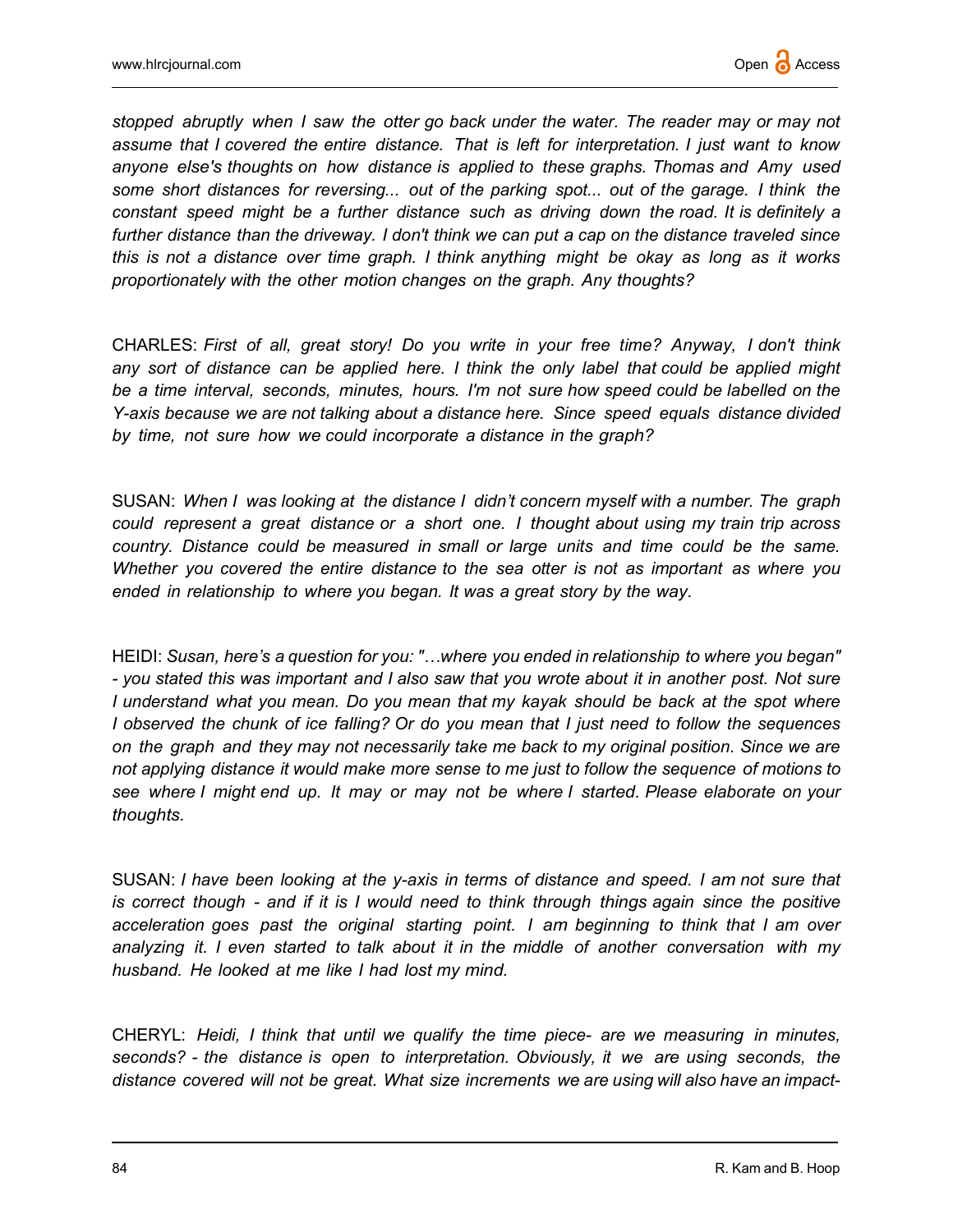*stopped abruptly when I saw the otter go back under the water. The reader may or may not assume that I covered the entire distance. That is left for interpretation. I just want to know anyone else's thoughts on how distance is applied to these graphs. Thomas and Amy used some short distances for reversing... out of the parking spot... out of the garage. I think the constant speed might be a further distance such as driving down the road. It is definitely a further distance than the driveway. I don't think we can put a cap on the distance traveled since this is not a distance over time graph. I think anything might be okay as long as it works proportionately with the other motion changes on the graph. Any thoughts?*

CHARLES: *First of all, great story! Do you write in your free time? Anyway, I don't think any sort of distance can be applied here. I think the only label that could be applied might be a time interval, seconds, minutes, hours. I'm not sure how speed could be labelled on the Y-axis because we are not talking about a distance here. Since speed equals distance divided by time, not sure how we could incorporate a distance in the graph?*

SUSAN: *When I was looking at the distance I didn't concern myself with a number. The graph could represent a great distance or a short one. I thought about using my train trip across country. Distance could be measured in small or large units and time could be the same. Whether you covered the entire distance to the sea otter is not as important as where you ended in relationship to where you began. It was a great story by the way.*

HEIDI: *Susan, here's a question for you: "…where you ended in relationship to where you began" - you stated this was important and I also saw that you wrote about it in another post. Not sure I understand what you mean. Do you mean that my kayak should be back at the spot where I observed the chunk of ice falling? Or do you mean that I just need to follow the sequences on the graph and they may not necessarily take me back to my original position. Since we are not applying distance it would make more sense to me just to follow the sequence of motions to see where I might end up. It may or may not be where I started. Please elaborate on your thoughts.*

SUSAN: *I have been looking at the y-axis in terms of distance and speed. I am not sure that is correct though - and if it is I would need to think through things again since the positive acceleration goes past the original starting point. I am beginning to think that I am over analyzing it. I even started to talk about it in the middle of another conversation with my husband. He looked at me like I had lost my mind.*

CHERYL: *Heidi, I think that until we qualify the time piece- are we measuring in minutes, seconds? - the distance is open to interpretation. Obviously, it we are using seconds, the distance covered will not be great. What size increments we are using will also have an impact-*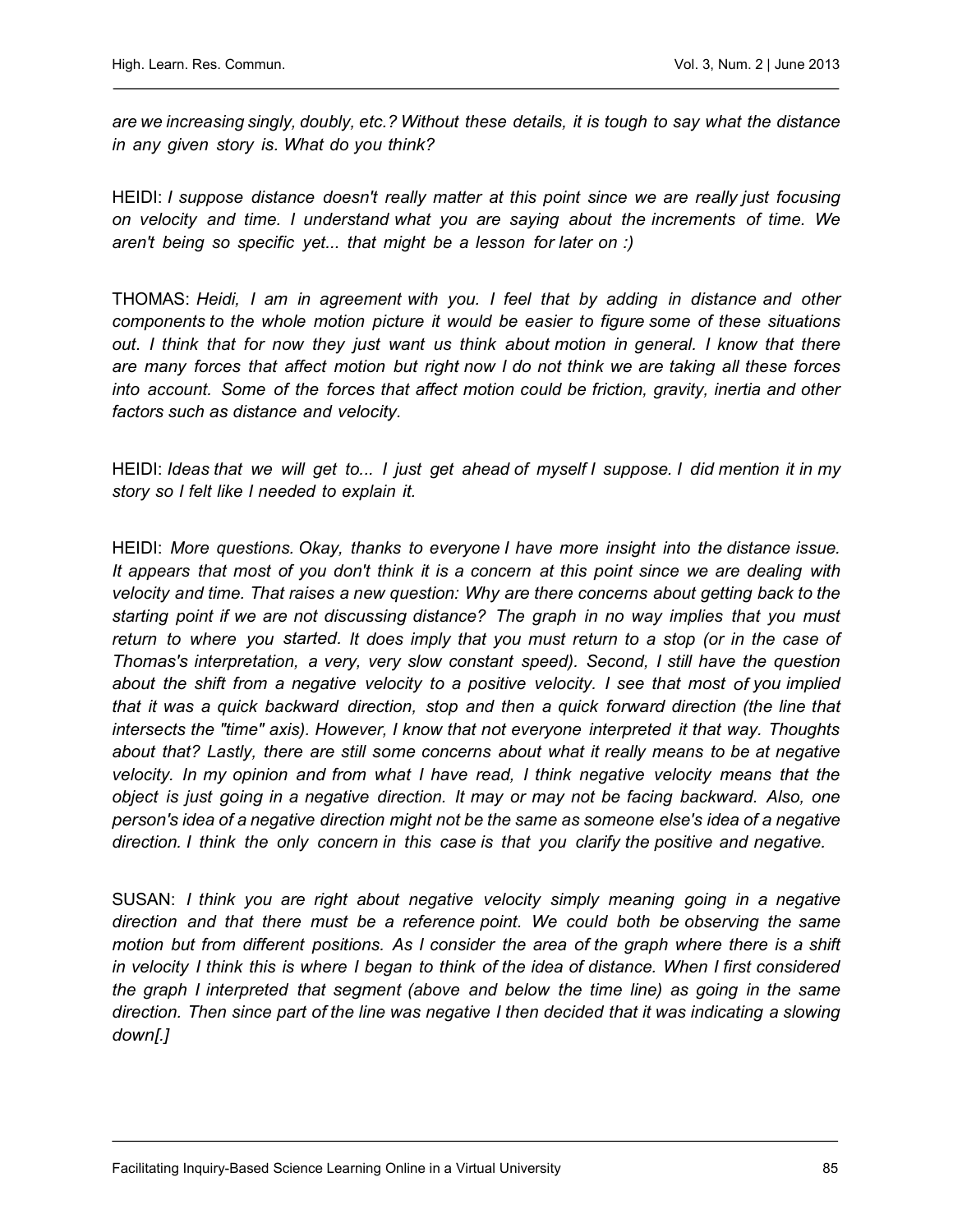*are we increasing singly, doubly, etc.? Without these details, it is tough to say what the distance in any given story is. What do you think?*

HEIDI: *I suppose distance doesn't really matter at this point since we are really just focusing on velocity and time. I understand what you are saying about the increments of time. We aren't being so specific yet... that might be a lesson for later on :)*

THOMAS: *Heidi, I am in agreement with you. I feel that by adding in distance and other components to the whole motion picture it would be easier to figure some of these situations out. I think that for now they just want us think about motion in general. I know that there are many forces that affect motion but right now I do not think we are taking all these forces into account. Some of the forces that affect motion could be friction, gravity, inertia and other factors such as distance and velocity.*

HEIDI: *Ideas that we will get to... I just get ahead of myself I suppose. I did mention it in my story so I felt like I needed to explain it.*

HEIDI: *More questions. Okay, thanks to everyone I have more insight into the distance issue. It appears that most of you don't think it is a concern at this point since we are dealing with velocity and time. That raises a new question: Why are there concerns about getting back to the starting point if we are not discussing distance? The graph in no way implies that you must return to where you started. It does imply that you must return to a stop (or in the case of Thomas's interpretation, a very, very slow constant speed). Second, I still have the question about the shift from a negative velocity to a positive velocity. I see that most of you implied that it was a quick backward direction, stop and then a quick forward direction (the line that intersects the "time" axis). However, I know that not everyone interpreted it that way. Thoughts about that? Lastly, there are still some concerns about what it really means to be at negative velocity. In my opinion and from what I have read, I think negative velocity means that the object is just going in a negative direction. It may or may not be facing backward. Also, one person's idea of a negative direction might not be the same as someone else's idea of a negative direction. I think the only concern in this case is that you clarify the positive and negative.*

SUSAN: *I think you are right about negative velocity simply meaning going in a negative direction and that there must be a reference point. We could both be observing the same motion but from different positions. As I consider the area of the graph where there is a shift in velocity I think this is where I began to think of the idea of distance. When I first considered the graph I interpreted that segment (above and below the time line) as going in the same direction. Then since part of the line was negative I then decided that it was indicating a slowing down[.]*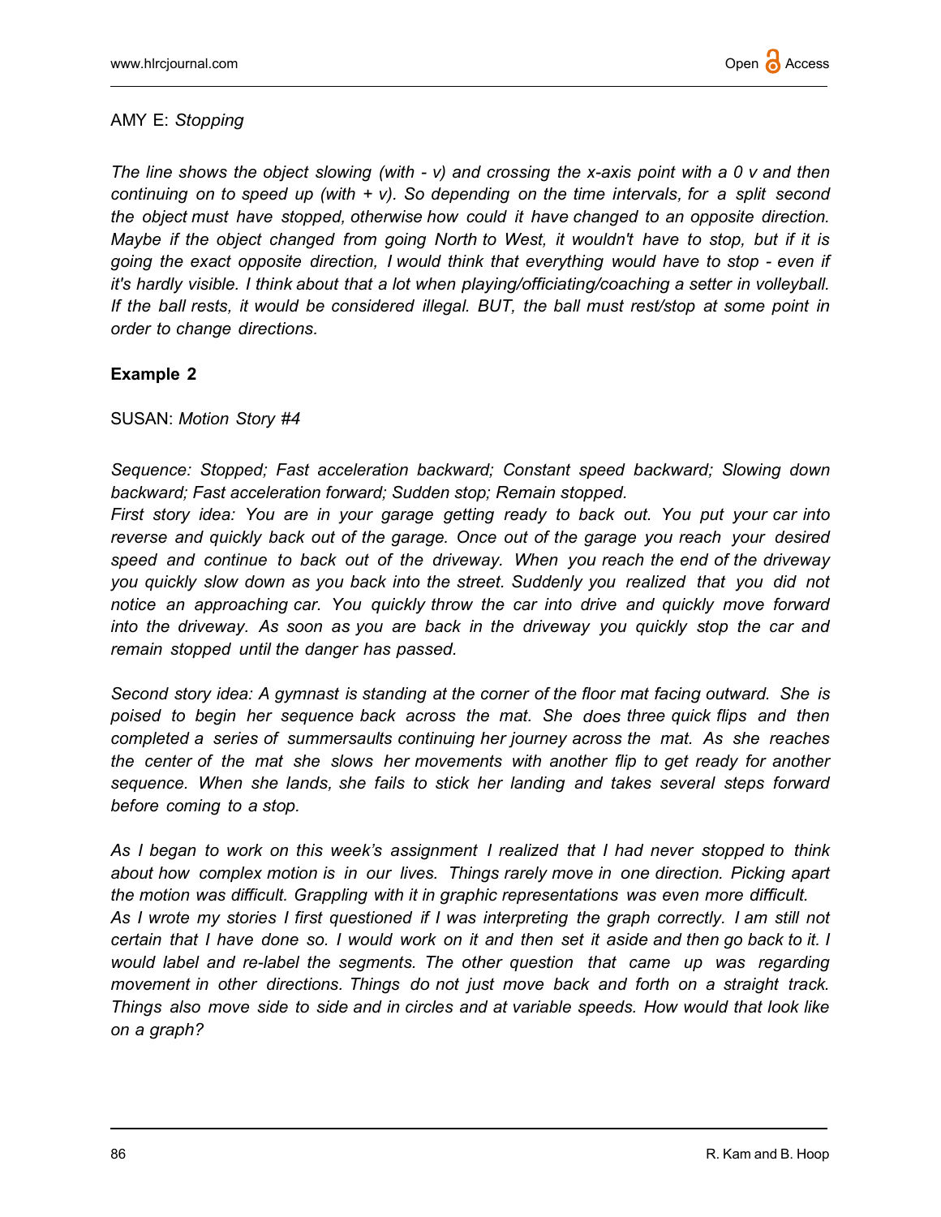AMY E: *Stopping*

*The line shows the object slowing (with - v) and crossing the x-axis point with a 0 v and then continuing on to speed up (with + v). So depending on the time intervals, for a split second the object must have stopped, otherwise how could it have changed to an opposite direction. Maybe if the object changed from going North to West, it wouldn't have to stop, but if it is going the exact opposite direction, I would think that everything would have to stop - even if it's hardly visible. I think about that a lot when playing/officiating/coaching a setter in volleyball. If the ball rests, it would be considered illegal. BUT, the ball must rest/stop at some point in order to change directions.*

**Example 2**

SUSAN: *Motion Story #4*

*Sequence: Stopped; Fast acceleration backward; Constant speed backward; Slowing down backward; Fast acceleration forward; Sudden stop; Remain stopped.*

*First story idea: You are in your garage getting ready to back out. You put your car into reverse and quickly back out of the garage. Once out of the garage you reach your desired speed and continue to back out of the driveway. When you reach the end of the driveway you quickly slow down as you back into the street. Suddenly you realized that you did not notice an approaching car. You quickly throw the car into drive and quickly move forward into the driveway. As soon as you are back in the driveway you quickly stop the car and remain stopped until the danger has passed.*

*Second story idea: A gymnast is standing at the corner of the floor mat facing outward. She is poised to begin her sequence back across the mat. She does three quick flips and then completed a series of summersaults continuing her journey across the mat. As she reaches the center of the mat she slows her movements with another flip to get ready for another sequence. When she lands, she fails to stick her landing and takes several steps forward before coming to a stop.*

*As I began to work on this week's assignment I realized that I had never stopped to think about how complex motion is in our lives. Things rarely move in one direction. Picking apart the motion was difficult. Grappling with it in graphic representations was even more difficult. As I wrote my stories I first questioned if I was interpreting the graph correctly. I am still not certain that I have done so. I would work on it and then set it aside and then go back to it. I would label and re-label the segments. The other question that came up was regarding movement in other directions. Things do not just move back and forth on a straight track. Things also move side to side and in circles and at variable speeds. How would that look like on a graph?*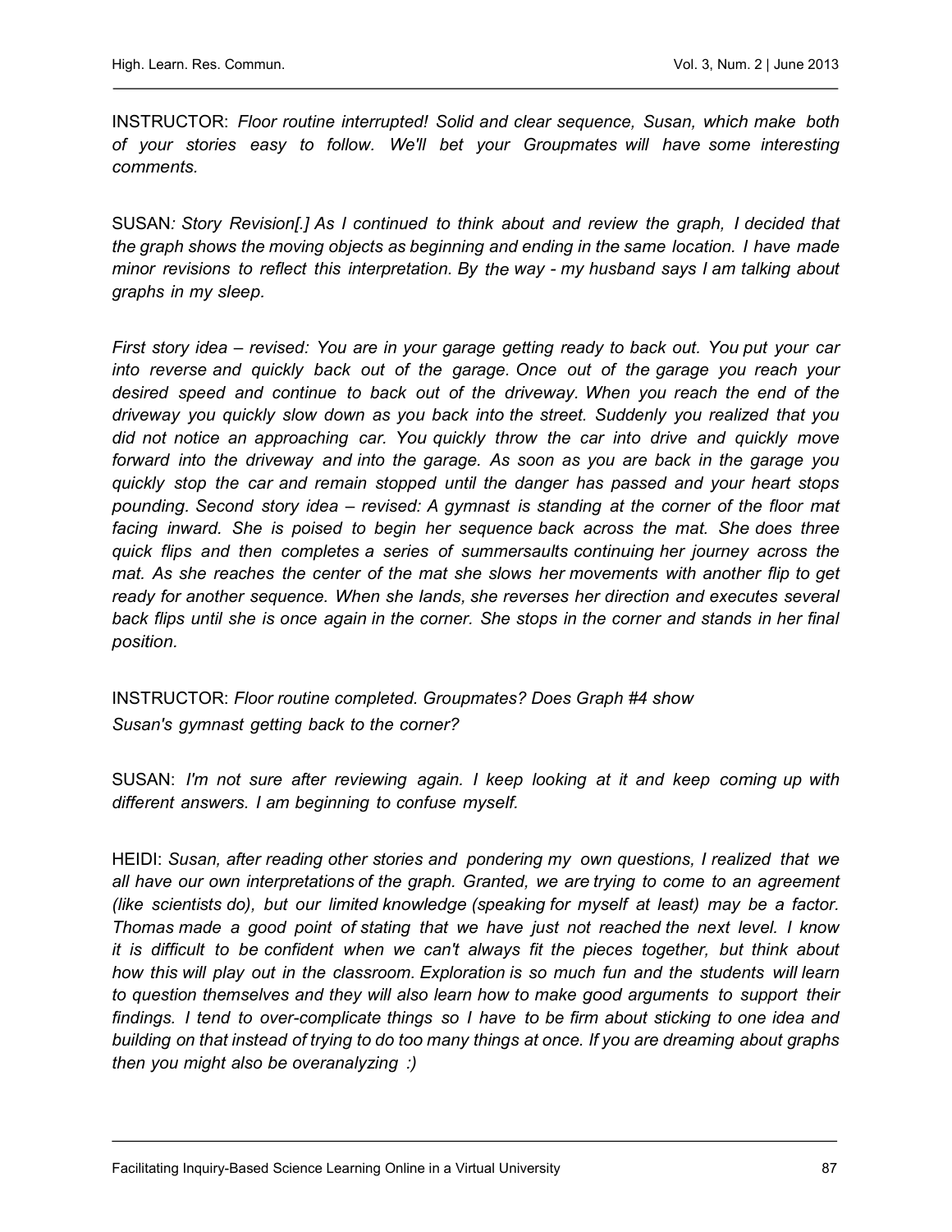INSTRUCTOR: *Floor routine interrupted! Solid and clear sequence, Susan, which make both of your stories easy to follow. We'll bet your Groupmates will have some interesting comments.*

SUSAN*: Story Revision[.] As I continued to think about and review the graph, I decided that the graph shows the moving objects as beginning and ending in the same location. I have made minor revisions to reflect this interpretation. By the way - my husband says I am talking about graphs in my sleep.*

*First story idea – revised: You are in your garage getting ready to back out. You put your car into reverse and quickly back out of the garage. Once out of the garage you reach your desired speed and continue to back out of the driveway. When you reach the end of the driveway you quickly slow down as you back into the street. Suddenly you realized that you did not notice an approaching car. You quickly throw the car into drive and quickly move forward into the driveway and into the garage. As soon as you are back in the garage you quickly stop the car and remain stopped until the danger has passed and your heart stops pounding. Second story idea – revised: A gymnast is standing at the corner of the floor mat facing inward. She is poised to begin her sequence back across the mat. She does three quick flips and then completes a series of summersaults continuing her journey across the mat. As she reaches the center of the mat she slows her movements with another flip to get ready for another sequence. When she lands, she reverses her direction and executes several back flips until she is once again in the corner. She stops in the corner and stands in her final position.*

INSTRUCTOR: *Floor routine completed. Groupmates? Does Graph #4 show Susan's gymnast getting back to the corner?*

SUSAN: *I'm not sure after reviewing again. I keep looking at it and keep coming up with different answers. I am beginning to confuse myself.*

HEIDI: *Susan, after reading other stories and pondering my own questions, I realized that we all have our own interpretations of the graph. Granted, we are trying to come to an agreement (like scientists do), but our limited knowledge (speaking for myself at least) may be a factor. Thomas made a good point of stating that we have just not reached the next level. I know it is difficult to be confident when we can't always fit the pieces together, but think about how this will play out in the classroom. Exploration is so much fun and the students will learn to question themselves and they will also learn how to make good arguments to support their findings. I tend to over-complicate things so I have to be firm about sticking to one idea and building on that instead of trying to do too many things at once. If you are dreaming about graphs then you might also be overanalyzing :)*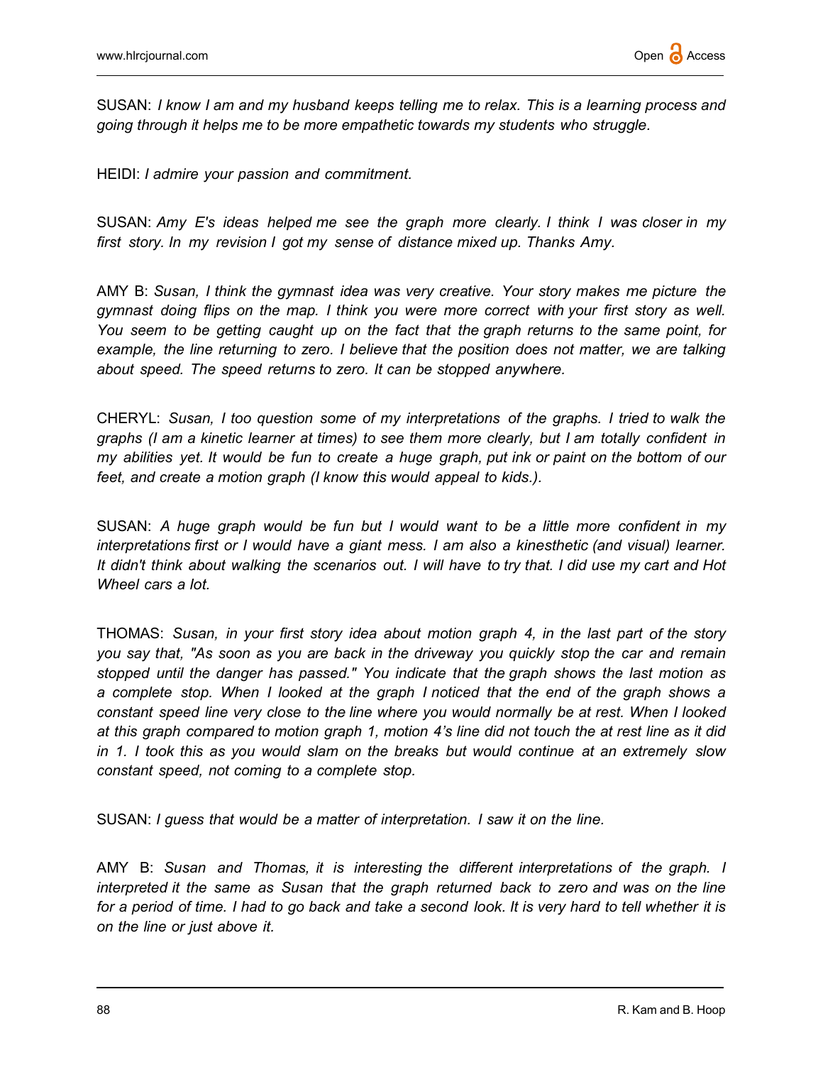SUSAN: *I know I am and my husband keeps telling me to relax. This is a learning process and going through it helps me to be more empathetic towards my students who struggle.*

HEIDI: *I admire your passion and commitment.*

SUSAN: *Amy E's ideas helped me see the graph more clearly. I think I was closer in my first story. In my revision I got my sense of distance mixed up. Thanks Amy.*

AMY B: *Susan, I think the gymnast idea was very creative. Your story makes me picture the gymnast doing flips on the map. I think you were more correct with your first story as well. You seem to be getting caught up on the fact that the graph returns to the same point, for example, the line returning to zero. I believe that the position does not matter, we are talking about speed. The speed returns to zero. It can be stopped anywhere.*

CHERYL: *Susan, I too question some of my interpretations of the graphs. I tried to walk the graphs (I am a kinetic learner at times) to see them more clearly, but I am totally confident in my abilities yet. It would be fun to create a huge graph, put ink or paint on the bottom of our feet, and create a motion graph (I know this would appeal to kids.).*

SUSAN: *A huge graph would be fun but I would want to be a little more confident in my interpretations first or I would have a giant mess. I am also a kinesthetic (and visual) learner. It didn't think about walking the scenarios out. I will have to try that. I did use my cart and Hot Wheel cars a lot.*

THOMAS: *Susan, in your first story idea about motion graph 4, in the last part of the story you say that, "As soon as you are back in the driveway you quickly stop the car and remain stopped until the danger has passed." You indicate that the graph shows the last motion as a complete stop. When I looked at the graph I noticed that the end of the graph shows a constant speed line very close to the line where you would normally be at rest. When I looked at this graph compared to motion graph 1, motion 4's line did not touch the at rest line as it did in 1. I took this as you would slam on the breaks but would continue at an extremely slow constant speed, not coming to a complete stop.*

SUSAN: *I guess that would be a matter of interpretation. I saw it on the line.*

AMY B: *Susan and Thomas, it is interesting the different interpretations of the graph. I interpreted it the same as Susan that the graph returned back to zero and was on the line for a period of time. I had to go back and take a second look. It is very hard to tell whether it is on the line or just above it.*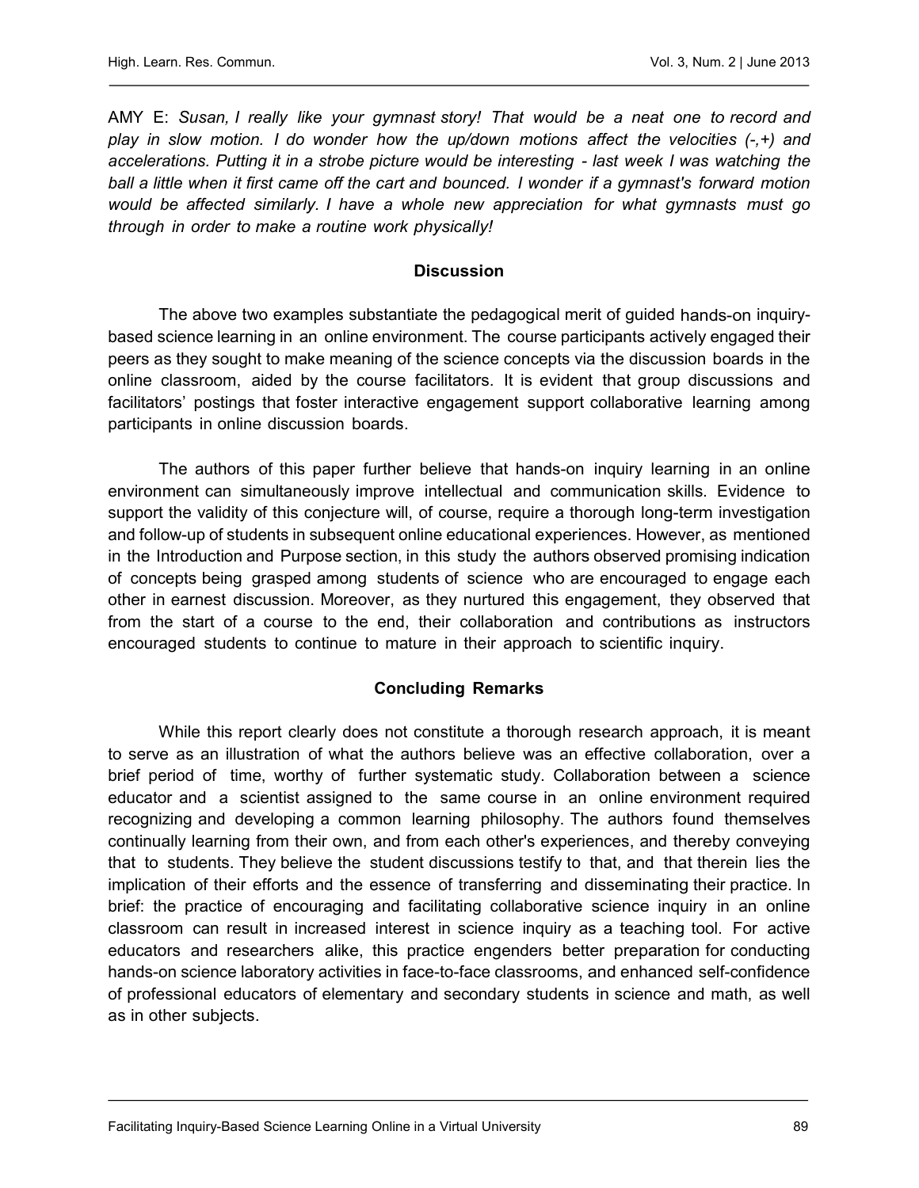AMY E: *Susan, I really like your gymnast story! That would be a neat one to record and play in slow motion. I do wonder how the up/down motions affect the velocities (-,+) and accelerations. Putting it in a strobe picture would be interesting - last week I was watching the ball a little when it first came off the cart and bounced. I wonder if a gymnast's forward motion would be affected similarly. I have a whole new appreciation for what gymnasts must go through in order to make a routine work physically!*

## Discussion

The above two examples substantiate the pedagogical merit of guided hands-on inquiry-based science learning in an online environment. The course participants actively engaged their peers as they sought to make meaning of the science concepts via the discussion boards in the online classroom, aided by the course facilitators. It is evident that group discussions and facilitators' postings that foster interactive engagement support collaborative learning among participants in online discussion boards.

The authors of this paper further believe that hands-on inquiry learning in an online environment can simultaneously improve intellectual and communication skills. Evidence to support the validity of this conjecture will, of course, require a thorough long-term investigation and follow-up of students in subsequent online educational experiences. However, as mentioned in the Introduction and Purpose section, in this study the authors observed promising indication of concepts being grasped among students of science who are encouraged to engage each other in earnest discussion. Moreover, as they nurtured this engagement, they observed that from the start of a course to the end, their collaboration and contributions as instructors encouraged students to continue to mature in their approach to scientific inquiry.

## Concluding Remarks

While this report clearly does not constitute a thorough research approach, it is meant to serve as an illustration of what the authors believe was an effective collaboration, over a brief period of time, worthy of further systematic study. Collaboration between a science educator and a scientist assigned to the same course in an online environment required recognizing and developing a common learning philosophy. The authors found themselves continually learning from their own, and from each other's experiences, and thereby conveying that to students. They believe the student discussions testify to that, and that therein lies the implication of their efforts and the essence of transferring and disseminating their practice. In brief: the practice of encouraging and facilitating collaborative science inquiry in an online classroom can result in increased interest in science inquiry as a teaching tool. For active educators and researchers alike, this practice engenders better preparation for conducting hands-on science laboratory activities in face-to-face classrooms, and enhanced self-confidence of professional educators of elementary and secondary students in science and math, as well as in other subjects.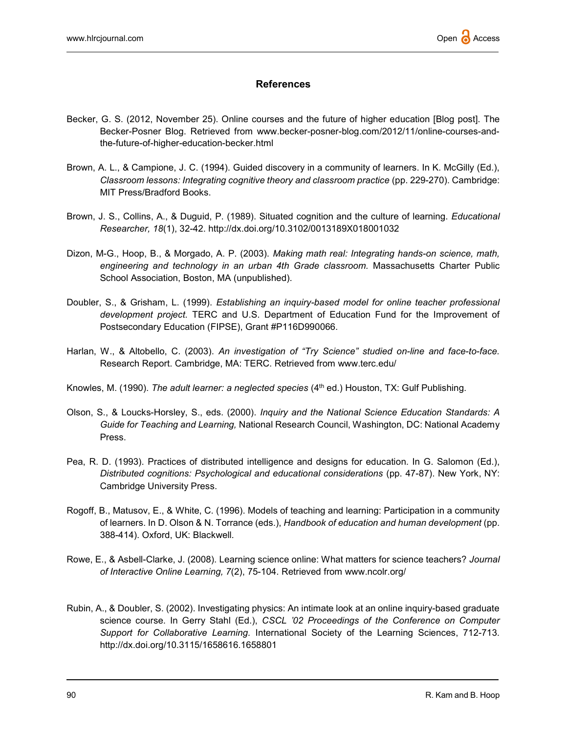## References

Becker, G. S. (2012, November 25). Online courses and the future of higher education [Blog post]. The Becker-Posner Blog. Retrieved from www.becker-posner-blog.com/2012/11/online-courses-and-the-future-of-higher-education-becker.html

Brown, A. L., & Campione, J. C. (1994). Guided discovery in a community of learners. In K. McGilly (Ed.), *Classroom lessons: Integrating cognitive theory and classroom practice* (pp. 229-270). Cambridge: MIT Press/Bradford Books.

Brown, J. S., Collins, A., & Duguid, P. (1989). Situated cognition and the culture of learning. *Educational Researcher, 18*(1), 32-42. http://dx.doi.org/10.3102/0013189X018001032

Dizon, M-G., Hoop, B., & Morgado, A. P. (2003). *Making math real: Integrating hands-on science, math, engineering and technology in an urban 4th Grade classroom.* Massachusetts Charter Public School Association, Boston, MA (unpublished).

Doubler, S., & Grisham, L. (1999). *Establishing an inquiry-based model for online teacher professional development project.* TERC and U.S. Department of Education Fund for the Improvement of Postsecondary Education (FIPSE), Grant #P116D990066.

Harlan, W., & Altobello, C. (2003). *An investigation of "Try Science" studied on-line and face-to-face.* Research Report. Cambridge, MA: TERC. Retrieved from www.terc.edu/

Knowles, M. (1990). *The adult learner: a neglected species* (4th ed.) Houston, TX: Gulf Publishing.

Olson, S., & Loucks-Horsley, S., eds. (2000). *Inquiry and the National Science Education Standards: A Guide for Teaching and Learning,* National Research Council, Washington, DC: National Academy Press.

Pea, R. D. (1993). Practices of distributed intelligence and designs for education. In G. Salomon (Ed.), *Distributed cognitions: Psychological and educational considerations* (pp. 47-87). New York, NY: Cambridge University Press.

Rogoff, B., Matusov, E., & White, C. (1996). Models of teaching and learning: Participation in a community of learners. In D. Olson & N. Torrance (eds.), *Handbook of education and human development* (pp. 388-414). Oxford, UK: Blackwell.

Rowe, E., & Asbell-Clarke, J. (2008). Learning science online: What matters for science teachers? *Journal of Interactive Online Learning, 7*(2), 75-104. Retrieved from www.ncolr.org/

Rubin, A., & Doubler, S. (2002). Investigating physics: An intimate look at an online inquiry-based graduate science course. In Gerry Stahl (Ed.), *CSCL '02 Proceedings of the Conference on Computer Support for Collaborative Learning.* International Society of the Learning Sciences, 712-713. http://dx.doi.org/10.3115/1658616.1658801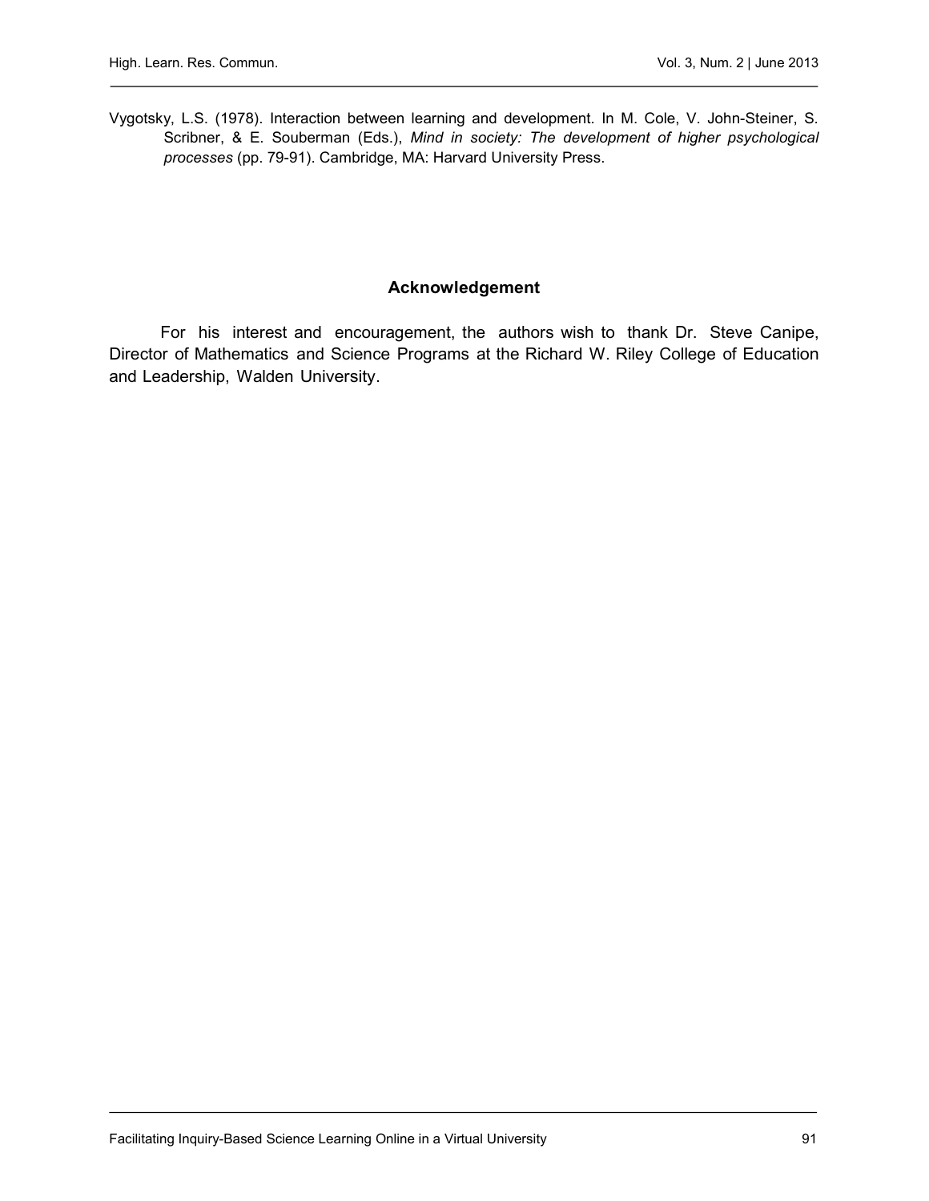Vygotsky, L.S. (1978). Interaction between learning and development. In M. Cole, V. John-Steiner, S. Scribner, & E. Souberman (Eds.), *Mind in society: The development of higher psychological processes* (pp. 79-91). Cambridge, MA: Harvard University Press.

## Acknowledgement

For his interest and encouragement, the authors wish to thank Dr. Steve Canipe, Director of Mathematics and Science Programs at the Richard W. Riley College of Education and Leadership, Walden University.